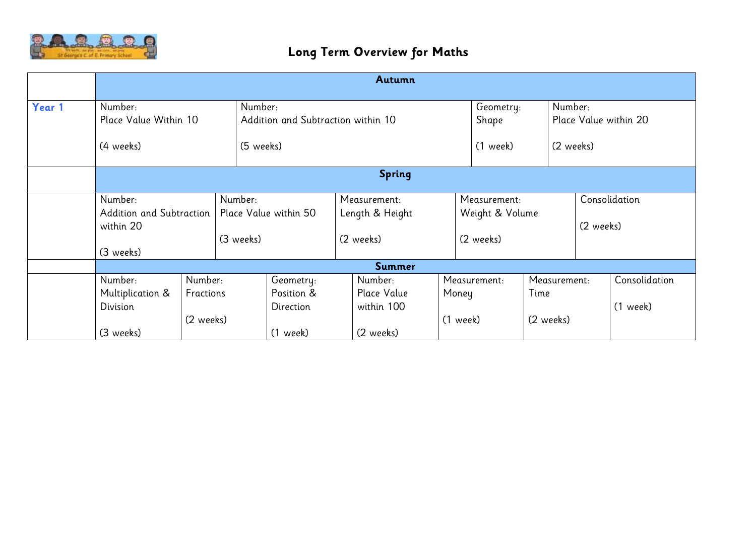# Long Term Overview for Maths

| | Autumn | | | | | | |
|---|---|---|---|---|---|---|---|
| **Year 1** | Number: Place Value Within 10 (4 weeks) | Number: Addition and Subtraction within 10 (5 weeks) | Geometry: Shape (1 week) | Number: Place Value within 20 (2 weeks) | | | |
| | **Spring** | | | | | | |
| | Number: Addition and Subtraction within 20 (3 weeks) | Number: Place Value within 50 (3 weeks) | Measurement: Length & Height (2 weeks) | Measurement: Weight & Volume (2 weeks) | Consolidation (2 weeks) | | |
| | **Summer** | | | | | | |
| | Number: Multiplication & Division (3 weeks) | Number: Fractions (2 weeks) | Geometry: Position & Direction (1 week) | Number: Place Value within 100 (2 weeks) | Measurement: Money (1 week) | Measurement: Time (2 weeks) | Consolidation (1 week) |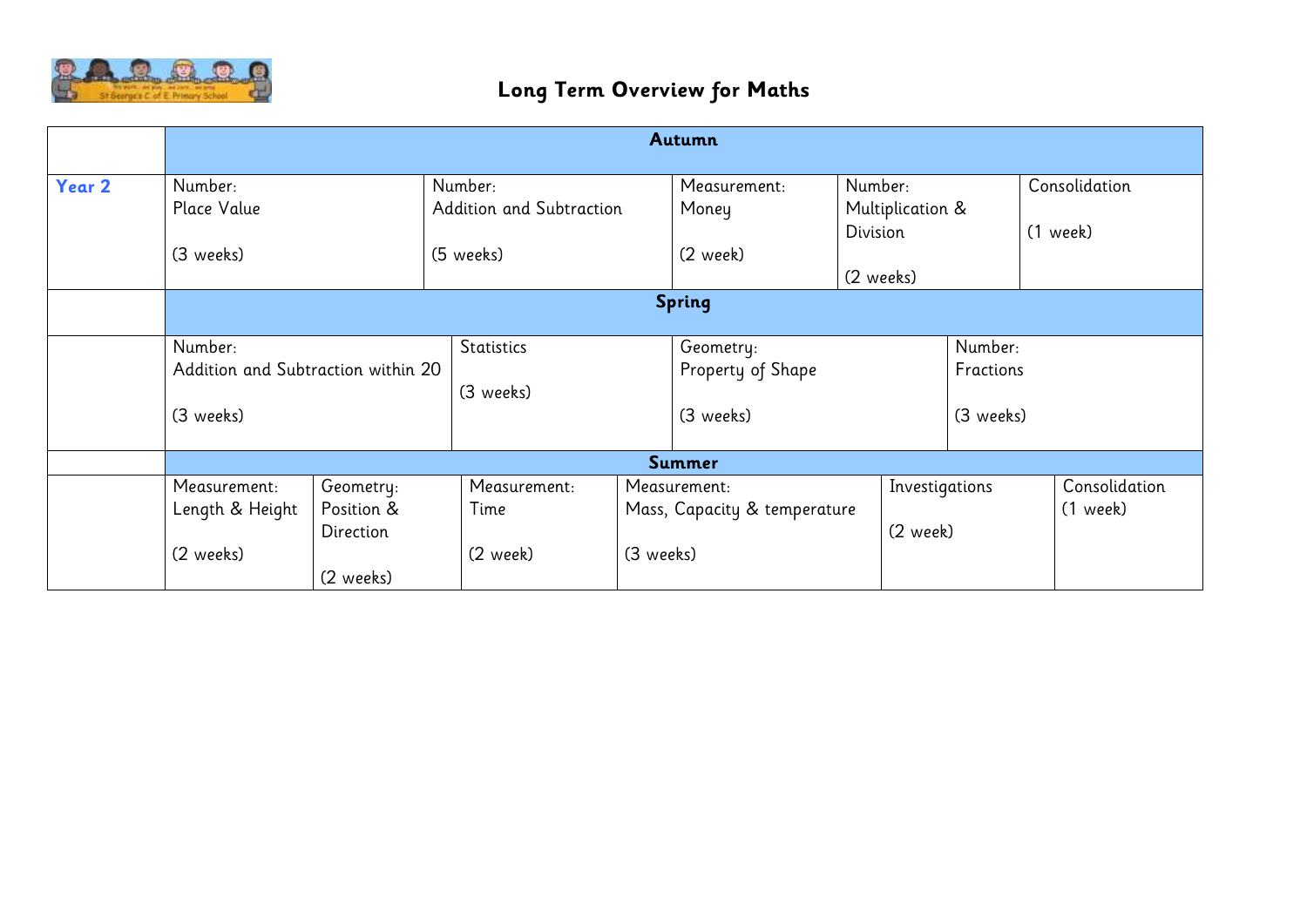# Long Term Overview for Maths

| | | | | | |
|---|---|---|---|---|---|
| | **Autumn** | | | | |
| **Year 2** | Number: Place Value (3 weeks) | Number: Addition and Subtraction (5 weeks) | Measurement: Money (2 week) | Number: Multiplication & Division (2 weeks) | Consolidation (1 week) |
| | **Spring** | | | | |
| | Number: Addition and Subtraction within 20 (3 weeks) | Statistics (3 weeks) | Geometry: Property of Shape (3 weeks) | Number: Fractions (3 weeks) | |
| | **Summer** | | | | |
| | Measurement: Length & Height (2 weeks) | Geometry: Position & Direction (2 weeks) | Measurement: Time (2 week) | Measurement: Mass, Capacity & temperature (3 weeks) | Investigations (2 week) | Consolidation (1 week) |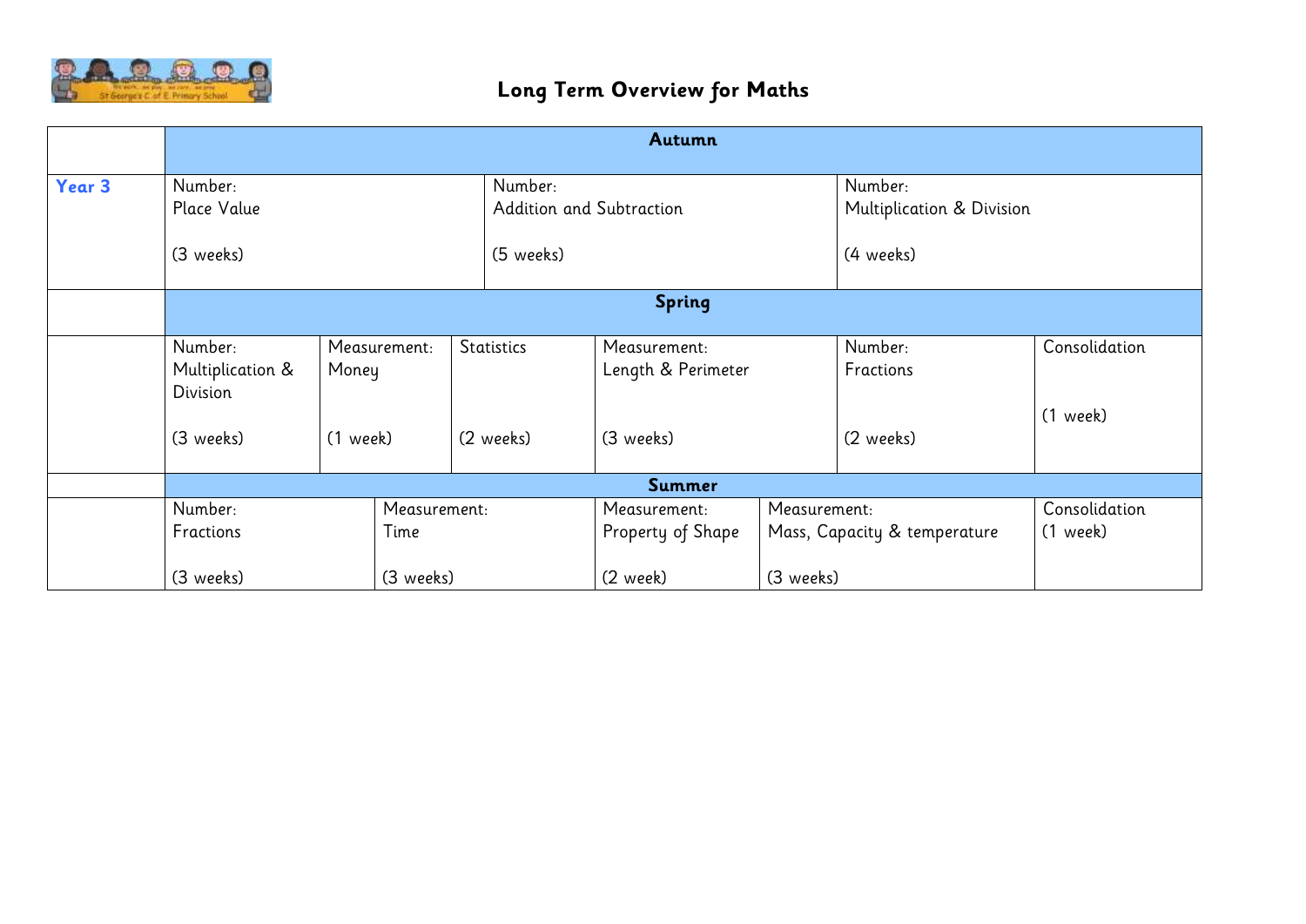# Long Term Overview for Maths

| | Autumn | | |
|---|---|---|---|
| **Year 3** | Number:<br>Place Value<br><br>(3 weeks) | Number:<br>Addition and Subtraction<br><br>(5 weeks) | Number:<br>Multiplication & Division<br><br>(4 weeks) |

| | Spring | | | | | |
|---|---|---|---|---|---|---|
| | Number:<br>Multiplication & Division<br><br>(3 weeks) | Measurement:<br>Money<br><br>(1 week) | Statistics<br><br>(2 weeks) | Measurement:<br>Length & Perimeter<br><br>(3 weeks) | Number:<br>Fractions<br><br>(2 weeks) | Consolidation<br><br>(1 week) |

| | Summer | | | | |
|---|---|---|---|---|---|
| | Number:<br>Fractions<br><br>(3 weeks) | Measurement:<br>Time<br><br>(3 weeks) | Measurement:<br>Property of Shape<br><br>(2 week) | Measurement:<br>Mass, Capacity & temperature<br><br>(3 weeks) | Consolidation<br>(1 week) |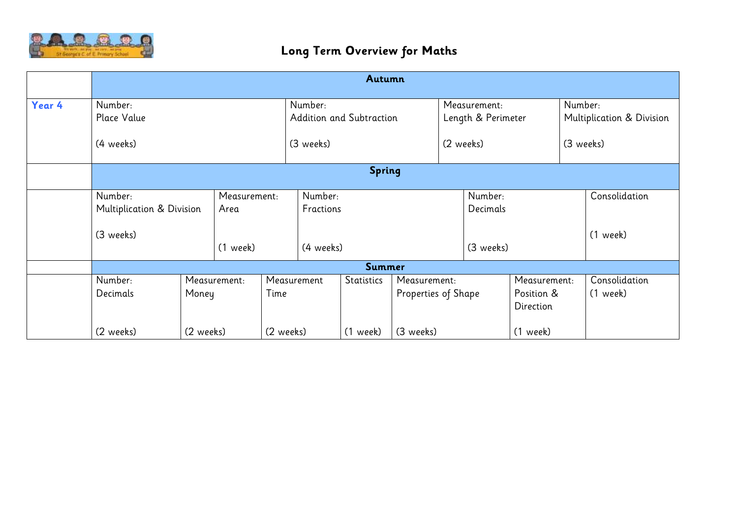# Long Term Overview for Maths

| | Autumn | | | |
|---|---|---|---|---|
| **Year 4** | Number: Place Value (4 weeks) | Number: Addition and Subtraction (3 weeks) | Measurement: Length & Perimeter (2 weeks) | Number: Multiplication & Division (3 weeks) |

| | Spring | | | | |
|---|---|---|---|---|---|
| | Number: Multiplication & Division (3 weeks) | Measurement: Area (1 week) | Number: Fractions (4 weeks) | Number: Decimals (3 weeks) | Consolidation (1 week) |

| | Summer | | | | | | |
|---|---|---|---|---|---|---|---|
| | Number: Decimals (2 weeks) | Measurement: Money (2 weeks) | Measurement Time (2 weeks) | Statistics (1 week) | Measurement: Properties of Shape (3 weeks) | Measurement: Position & Direction (1 week) | Consolidation (1 week) |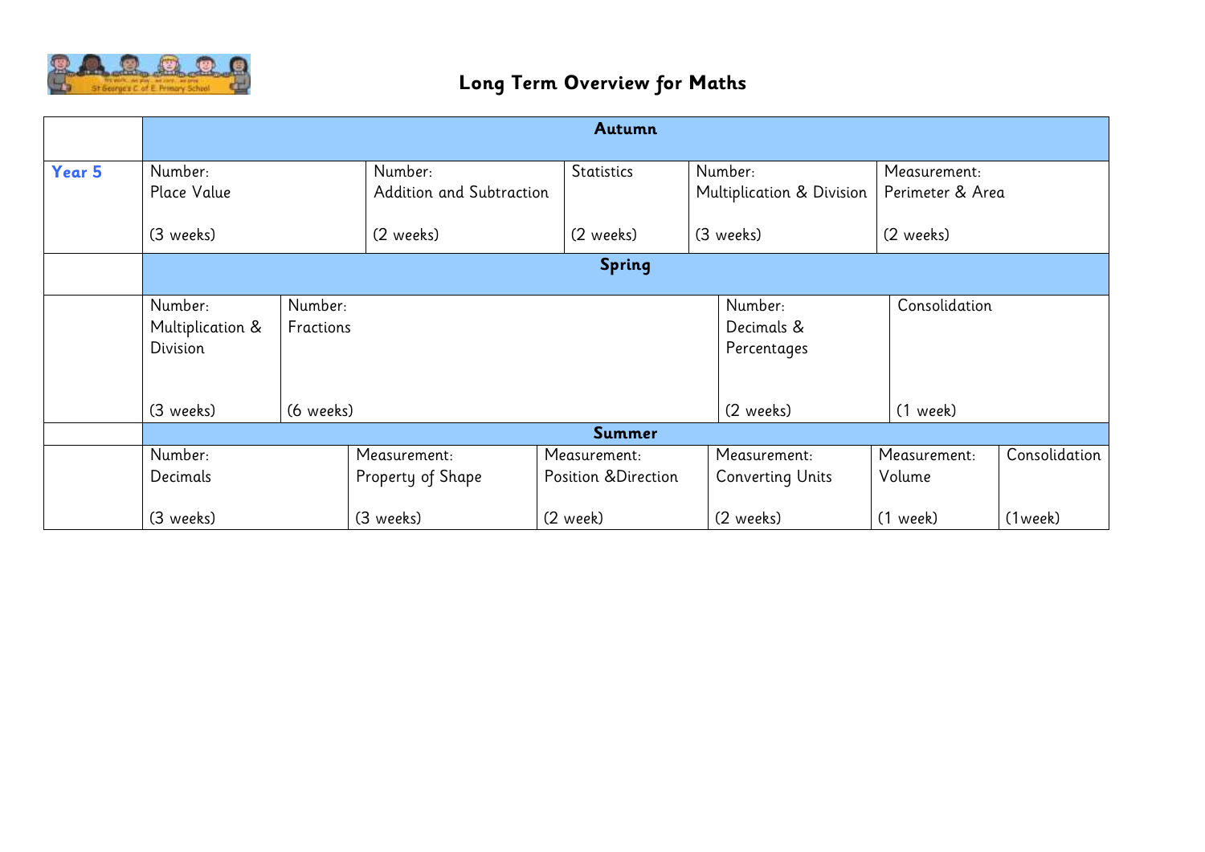# Long Term Overview for Maths

| | Autumn | | | | |
|---|---|---|---|---|---|
| **Year 5** | Number: Place Value (3 weeks) | Number: Addition and Subtraction (2 weeks) | Statistics (2 weeks) | Number: Multiplication & Division (3 weeks) | Measurement: Perimeter & Area (2 weeks) |
| | **Spring** | | | | |
| | Number: Multiplication & Division (3 weeks) | Number: Fractions (6 weeks) | Number: Decimals & Percentages (2 weeks) | Consolidation (1 week) | |
| | **Summer** | | | | | |
| | Number: Decimals (3 weeks) | Measurement: Property of Shape (3 weeks) | Measurement: Position &Direction (2 week) | Measurement: Converting Units (2 weeks) | Measurement: Volume (1 week) | Consolidation (1week) |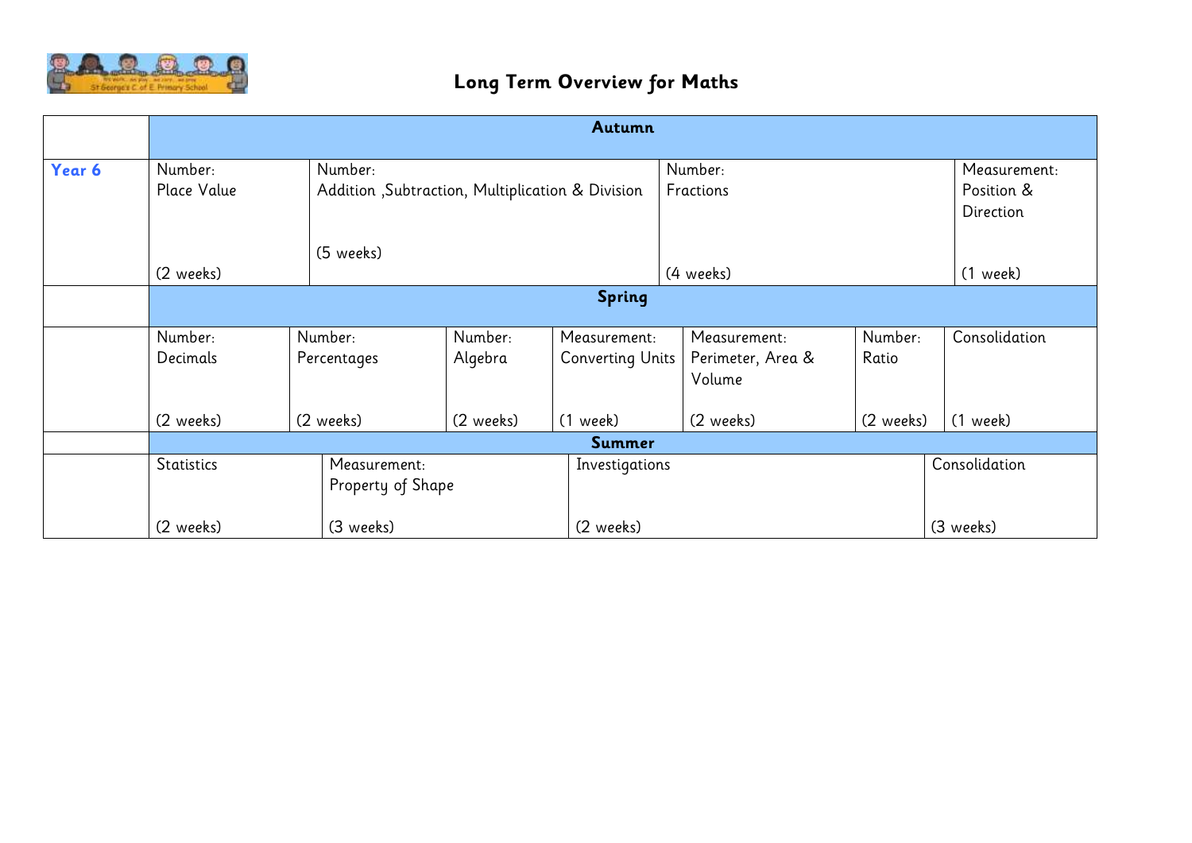# Long Term Overview for Maths

| | | | | | | | |
|---|---|---|---|---|---|---|---|
| | **Autumn** | | | | | | |
| **Year 6** | Number: Place Value (2 weeks) | Number: Addition ,Subtraction, Multiplication & Division (5 weeks) | Number: Fractions (4 weeks) | Measurement: Position & Direction (1 week) | | | |
| | **Spring** | | | | | | |
| | Number: Decimals (2 weeks) | Number: Percentages (2 weeks) | Number: Algebra (2 weeks) | Measurement: Converting Units (1 week) | Measurement: Perimeter, Area & Volume (2 weeks) | Number: Ratio (2 weeks) | Consolidation (1 week) |
| | **Summer** | | | | | | |
| | Statistics (2 weeks) | Measurement: Property of Shape (3 weeks) | Investigations (2 weeks) | Consolidation (3 weeks) | | | |